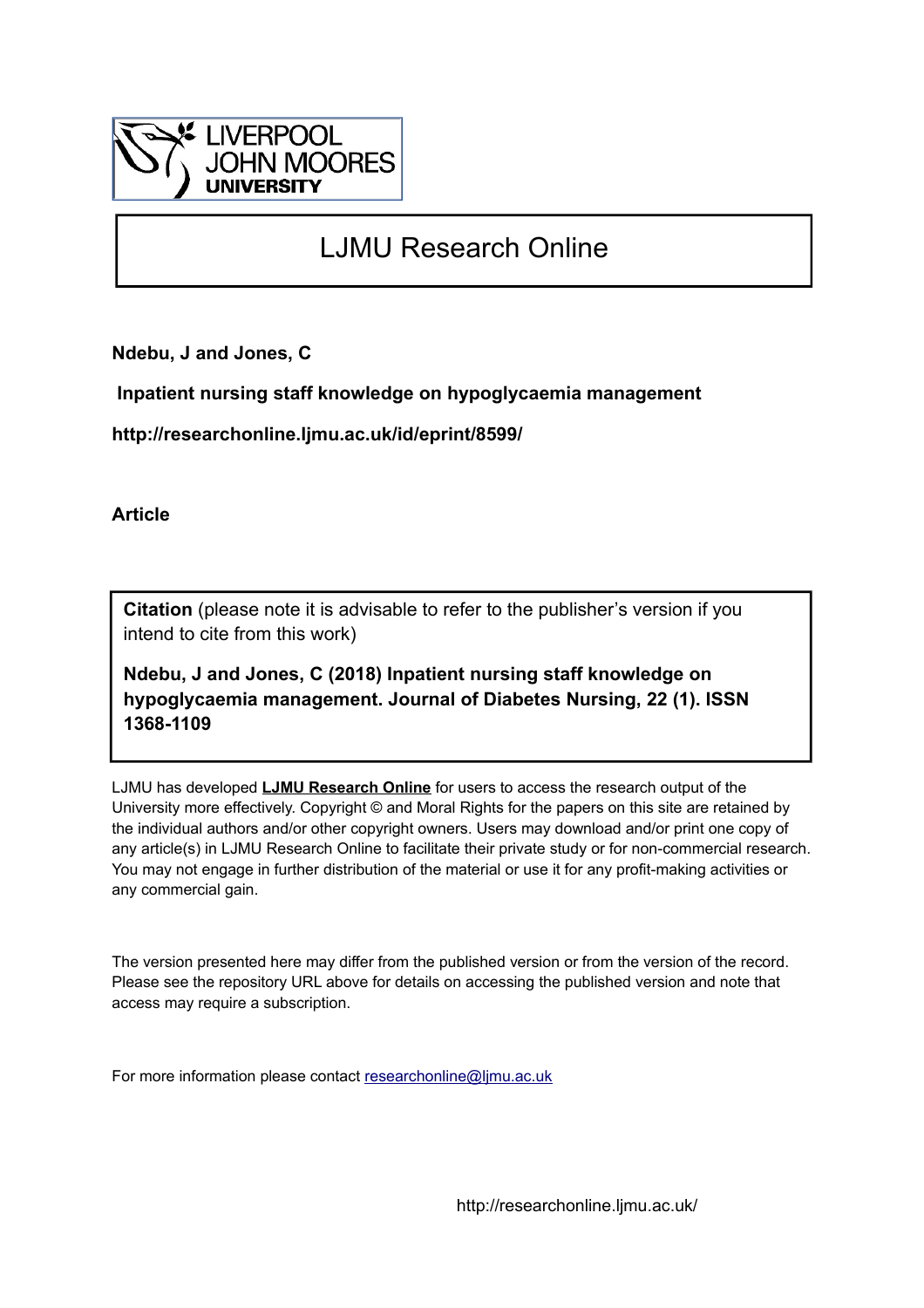# LJMU Research Online

**Ndebu, J and Jones, C**

**Inpatient nursing staff knowledge on hypoglycaemia management**

**http://researchonline.ljmu.ac.uk/id/eprint/8599/**

**Article**

**Citation** (please note it is advisable to refer to the publisher's version if you intend to cite from this work)

**Ndebu, J and Jones, C (2018) Inpatient nursing staff knowledge on hypoglycaemia management. Journal of Diabetes Nursing, 22 (1). ISSN 1368-1109**

LJMU has developed **LJMU Research Online** for users to access the research output of the University more effectively. Copyright © and Moral Rights for the papers on this site are retained by the individual authors and/or other copyright owners. Users may download and/or print one copy of any article(s) in LJMU Research Online to facilitate their private study or for non-commercial research. You may not engage in further distribution of the material or use it for any profit-making activities or any commercial gain.

The version presented here may differ from the published version or from the version of the record. Please see the repository URL above for details on accessing the published version and note that access may require a subscription.

For more information please contact researchonline@ljmu.ac.uk

http://researchonline.ljmu.ac.uk/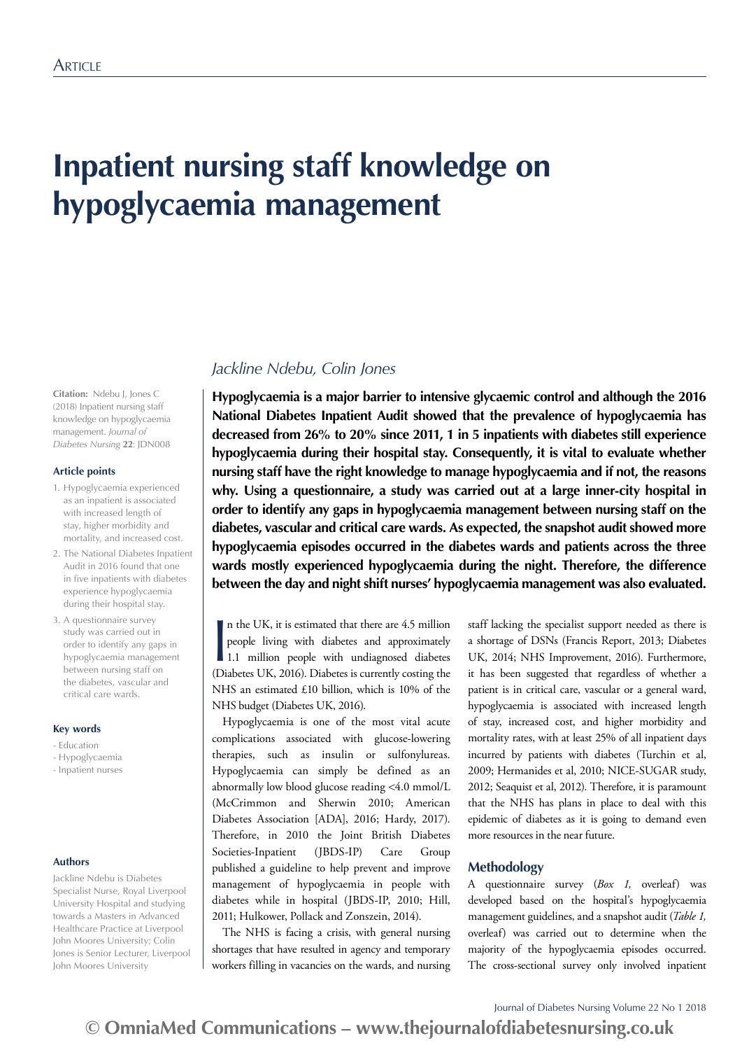# Inpatient nursing staff knowledge on hypoglycaemia management

*Jackline Ndebu, Colin Jones*

**Citation:** Ndebu J, Jones C (2018) Inpatient nursing staff knowledge on hypoglycaemia management. *Journal of Diabetes Nursing* **22**: JDN008

**Article points**

1. Hypoglycaemia experienced as an inpatient is associated with increased length of stay, higher morbidity and mortality, and increased cost.
2. The National Diabetes Inpatient Audit in 2016 found that one in five inpatients with diabetes experience hypoglycaemia during their hospital stay.
3. A questionnaire survey study was carried out in order to identify any gaps in hypoglycaemia management between nursing staff on the diabetes, vascular and critical care wards.

**Key words**

- Education
- Hypoglycaemia
- Inpatient nurses

**Authors**

Jackline Ndebu is Diabetes Specialist Nurse, Royal Liverpool University Hospital and studying towards a Masters in Advanced Healthcare Practice at Liverpool John Moores University; Colin Jones is Senior Lecturer, Liverpool John Moores University

**Hypoglycaemia is a major barrier to intensive glycaemic control and although the 2016 National Diabetes Inpatient Audit showed that the prevalence of hypoglycaemia has decreased from 26% to 20% since 2011, 1 in 5 inpatients with diabetes still experience hypoglycaemia during their hospital stay. Consequently, it is vital to evaluate whether nursing staff have the right knowledge to manage hypoglycaemia and if not, the reasons why. Using a questionnaire, a study was carried out at a large inner-city hospital in order to identify any gaps in hypoglycaemia management between nursing staff on the diabetes, vascular and critical care wards. As expected, the snapshot audit showed more hypoglycaemia episodes occurred in the diabetes wards and patients across the three wards mostly experienced hypoglycaemia during the night. Therefore, the difference between the day and night shift nurses' hypoglycaemia management was also evaluated.**

In the UK, it is estimated that there are 4.5 million people living with diabetes and approximately 1.1 million people with undiagnosed diabetes (Diabetes UK, 2016). Diabetes is currently costing the NHS an estimated £10 billion, which is 10% of the NHS budget (Diabetes UK, 2016).

Hypoglycaemia is one of the most vital acute complications associated with glucose-lowering therapies, such as insulin or sulfonylureas. Hypoglycaemia can simply be defined as an abnormally low blood glucose reading <4.0 mmol/L (McCrimmon and Sherwin 2010; American Diabetes Association [ADA], 2016; Hardy, 2017). Therefore, in 2010 the Joint British Diabetes Societies-Inpatient (JBDS-IP) Care Group published a guideline to help prevent and improve management of hypoglycaemia in people with diabetes while in hospital (JBDS-IP, 2010; Hill, 2011; Hulkower, Pollack and Zonszein, 2014).

The NHS is facing a crisis, with general nursing shortages that have resulted in agency and temporary workers filling in vacancies on the wards, and nursing staff lacking the specialist support needed as there is a shortage of DSNs (Francis Report, 2013; Diabetes UK, 2014; NHS Improvement, 2016). Furthermore, it has been suggested that regardless of whether a patient is in critical care, vascular or a general ward, hypoglycaemia is associated with increased length of stay, increased cost, and higher morbidity and mortality rates, with at least 25% of all inpatient days incurred by patients with diabetes (Turchin et al, 2009; Hermanides et al, 2010; NICE-SUGAR study, 2012; Seaquist et al, 2012). Therefore, it is paramount that the NHS has plans in place to deal with this epidemic of diabetes as it is going to demand even more resources in the near future.

## Methodology

A questionnaire survey (*Box 1,* overleaf) was developed based on the hospital's hypoglycaemia management guidelines, and a snapshot audit (*Table 1,* overleaf) was carried out to determine when the majority of the hypoglycaemia episodes occurred. The cross-sectional survey only involved inpatient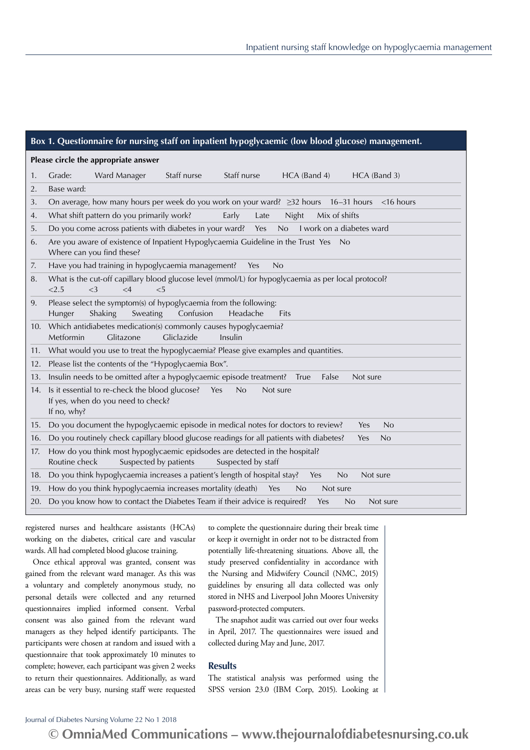**Box 1. Questionnaire for nursing staff on inpatient hypoglycaemic (low blood glucose) management.**

**Please circle the appropriate answer**

1. Grade: Ward Manager Staff nurse Staff nurse HCA (Band 4) HCA (Band 3)
2. Base ward:
3. On average, how many hours per week do you work on your ward? ≥32 hours 16–31 hours <16 hours
4. What shift pattern do you primarily work? Early Late Night Mix of shifts
5. Do you come across patients with diabetes in your ward? Yes No I work on a diabetes ward
6. Are you aware of existence of Inpatient Hypoglycaemia Guideline in the Trust Yes No
   Where can you find these?
7. Have you had training in hypoglycaemia management? Yes No
8. What is the cut-off capillary blood glucose level (mmol/L) for hypoglycaemia as per local protocol?
   <2.5 <3 <4 <5
9. Please select the symptom(s) of hypoglycaemia from the following:
   Hunger Shaking Sweating Confusion Headache Fits
10. Which antidiabetes medication(s) commonly causes hypoglycaemia?
    Metformin Glitazone Gliclazide Insulin
11. What would you use to treat the hypoglycaemia? Please give examples and quantities.
12. Please list the contents of the "Hypoglycaemia Box".
13. Insulin needs to be omitted after a hypoglycaemic episode treatment? True False Not sure
14. Is it essential to re-check the blood glucose? Yes No Not sure
    If yes, when do you need to check?
    If no, why?
15. Do you document the hypoglycaemic episode in medical notes for doctors to review? Yes No
16. Do you routinely check capillary blood glucose readings for all patients with diabetes? Yes No
17. How do you think most hypoglycaemic epidsodes are detected in the hospital?
    Routine check Suspected by patients Suspected by staff
18. Do you think hypoglycaemia increases a patient's length of hospital stay? Yes No Not sure
19. How do you think hypoglycaemia increases mortality (death) Yes No Not sure
20. Do you know how to contact the Diabetes Team if their advice is required? Yes No Not sure

registered nurses and healthcare assistants (HCAs) working on the diabetes, critical care and vascular wards. All had completed blood glucose training.

Once ethical approval was granted, consent was gained from the relevant ward manager. As this was a voluntary and completely anonymous study, no personal details were collected and any returned questionnaires implied informed consent. Verbal consent was also gained from the relevant ward managers as they helped identify participants. The participants were chosen at random and issued with a questionnaire that took approximately 10 minutes to complete; however, each participant was given 2 weeks to return their questionnaires. Additionally, as ward areas can be very busy, nursing staff were requested to complete the questionnaire during their break time or keep it overnight in order not to be distracted from potentially life-threatening situations. Above all, the study preserved confidentiality in accordance with the Nursing and Midwifery Council (NMC, 2015) guidelines by ensuring all data collected was only stored in NHS and Liverpool John Moores University password-protected computers.

The snapshot audit was carried out over four weeks in April, 2017. The questionnaires were issued and collected during May and June, 2017.

## Results

The statistical analysis was performed using the SPSS version 23.0 (IBM Corp, 2015). Looking at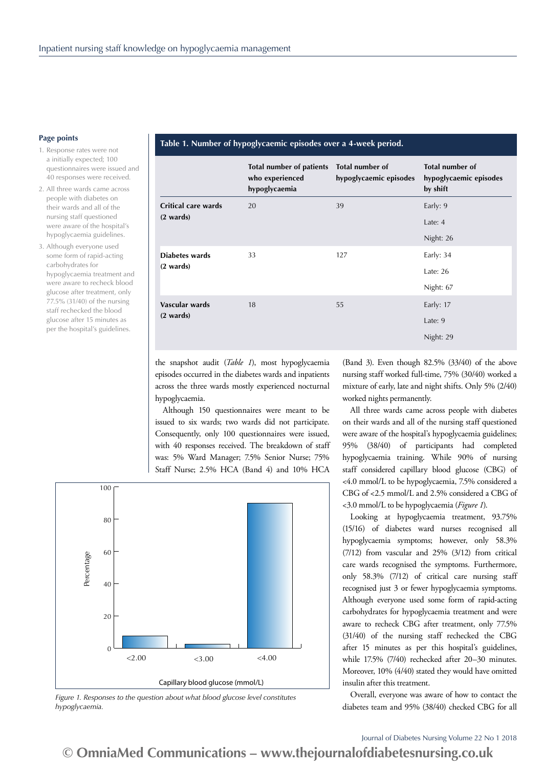**Page points**

1. Response rates were not a initially expected; 100 questionnaires were issued and 40 responses were received.
2. All three wards came across people with diabetes on their wards and all of the nursing staff questioned were aware of the hospital's hypoglycaemia guidelines.
3. Although everyone used some form of rapid-acting carbohydrates for hypoglycaemia treatment and were aware to recheck blood glucose after treatment, only 77.5% (31/40) of the nursing staff rechecked the blood glucose after 15 minutes as per the hospital's guidelines.

**Table 1. Number of hypoglycaemic episodes over a 4-week period.**

| | Total number of patients who experienced hypoglycaemia | Total number of hypoglycaemic episodes | Total number of hypoglycaemic episodes by shift |
|---|---|---|---|
| **Critical care wards (2 wards)** | 20 | 39 | Early: 9<br>Late: 4<br>Night: 26 |
| **Diabetes wards (2 wards)** | 33 | 127 | Early: 34<br>Late: 26<br>Night: 67 |
| **Vascular wards (2 wards)** | 18 | 55 | Early: 17<br>Late: 9<br>Night: 29 |

the snapshot audit (*Table 1*), most hypoglycaemia episodes occurred in the diabetes wards and inpatients across the three wards mostly experienced nocturnal hypoglycaemia.

Although 150 questionnaires were meant to be issued to six wards; two wards did not participate. Consequently, only 100 questionnaires were issued, with 40 responses received. The breakdown of staff was: 5% Ward Manager; 7.5% Senior Nurse; 75% Staff Nurse; 2.5% HCA (Band 4) and 10% HCA (Band 3). Even though 82.5% (33/40) of the above nursing staff worked full-time, 75% (30/40) worked a mixture of early, late and night shifts. Only 5% (2/40) worked nights permanently.

*Figure 1. Responses to the question about what blood glucose level constitutes hypoglycaemia.*

All three wards came across people with diabetes on their wards and all of the nursing staff questioned were aware of the hospital's hypoglycaemia guidelines; 95% (38/40) of participants had completed hypoglycaemia training. While 90% of nursing staff considered capillary blood glucose (CBG) of <4.0 mmol/L to be hypoglycaemia, 7.5% considered a CBG of <2.5 mmol/L and 2.5% considered a CBG of <3.0 mmol/L to be hypoglycaemia (*Figure 1*).

Looking at hypoglycaemia treatment, 93.75% (15/16) of diabetes ward nurses recognised all hypoglycaemia symptoms; however, only 58.3% (7/12) from vascular and 25% (3/12) from critical care wards recognised the symptoms. Furthermore, only 58.3% (7/12) of critical care nursing staff recognised just 3 or fewer hypoglycaemia symptoms. Although everyone used some form of rapid-acting carbohydrates for hypoglycaemia treatment and were aware to recheck CBG after treatment, only 77.5% (31/40) of the nursing staff rechecked the CBG after 15 minutes as per this hospital's guidelines, while 17.5% (7/40) rechecked after 20–30 minutes. Moreover, 10% (4/40) stated they would have omitted insulin after this treatment.

Overall, everyone was aware of how to contact the diabetes team and 95% (38/40) checked CBG for all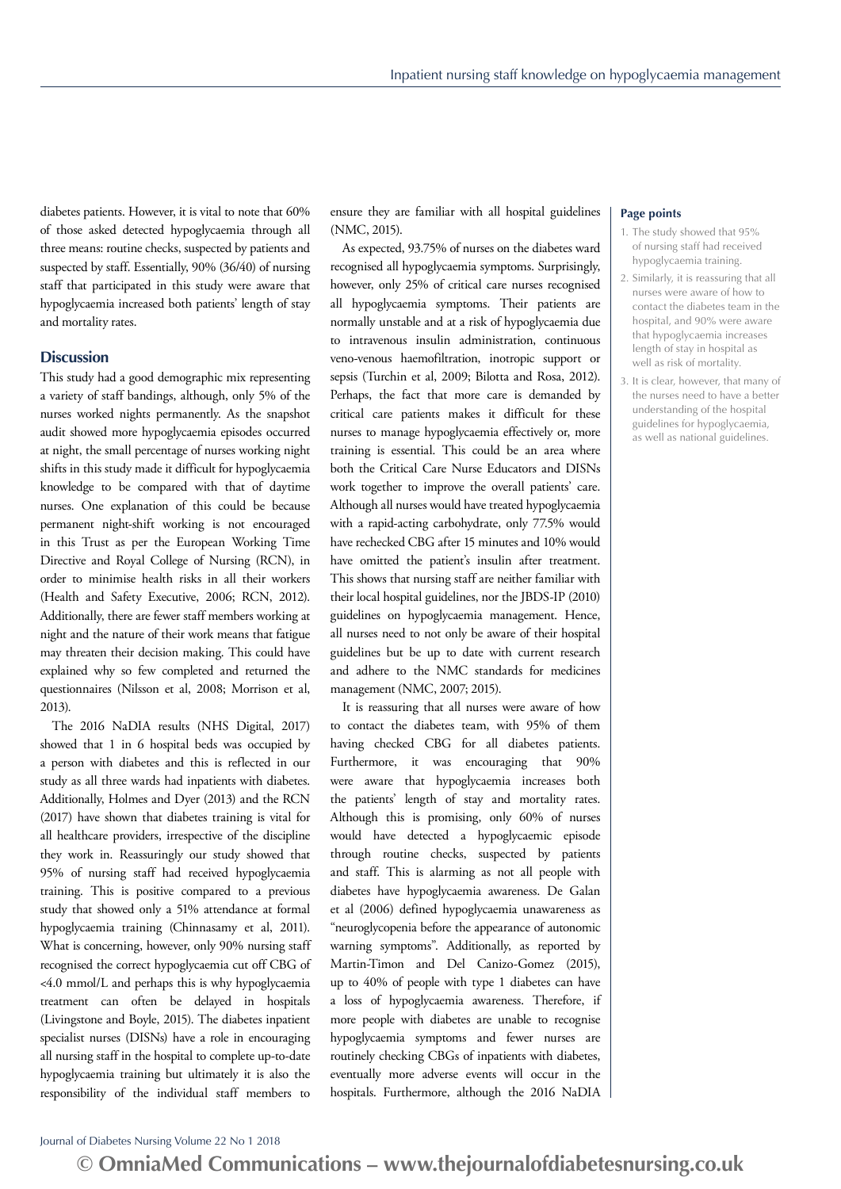diabetes patients. However, it is vital to note that 60% of those asked detected hypoglycaemia through all three means: routine checks, suspected by patients and suspected by staff. Essentially, 90% (36/40) of nursing staff that participated in this study were aware that hypoglycaemia increased both patients' length of stay and mortality rates.

## Discussion

This study had a good demographic mix representing a variety of staff bandings, although, only 5% of the nurses worked nights permanently. As the snapshot audit showed more hypoglycaemia episodes occurred at night, the small percentage of nurses working night shifts in this study made it difficult for hypoglycaemia knowledge to be compared with that of daytime nurses. One explanation of this could be because permanent night-shift working is not encouraged in this Trust as per the European Working Time Directive and Royal College of Nursing (RCN), in order to minimise health risks in all their workers (Health and Safety Executive, 2006; RCN, 2012). Additionally, there are fewer staff members working at night and the nature of their work means that fatigue may threaten their decision making. This could have explained why so few completed and returned the questionnaires (Nilsson et al, 2008; Morrison et al, 2013).

The 2016 NaDIA results (NHS Digital, 2017) showed that 1 in 6 hospital beds was occupied by a person with diabetes and this is reflected in our study as all three wards had inpatients with diabetes. Additionally, Holmes and Dyer (2013) and the RCN (2017) have shown that diabetes training is vital for all healthcare providers, irrespective of the discipline they work in. Reassuringly our study showed that 95% of nursing staff had received hypoglycaemia training. This is positive compared to a previous study that showed only a 51% attendance at formal hypoglycaemia training (Chinnasamy et al, 2011). What is concerning, however, only 90% nursing staff recognised the correct hypoglycaemia cut off CBG of <4.0 mmol/L and perhaps this is why hypoglycaemia treatment can often be delayed in hospitals (Livingstone and Boyle, 2015). The diabetes inpatient specialist nurses (DISNs) have a role in encouraging all nursing staff in the hospital to complete up-to-date hypoglycaemia training but ultimately it is also the responsibility of the individual staff members to ensure they are familiar with all hospital guidelines (NMC, 2015).

As expected, 93.75% of nurses on the diabetes ward recognised all hypoglycaemia symptoms. Surprisingly, however, only 25% of critical care nurses recognised all hypoglycaemia symptoms. Their patients are normally unstable and at a risk of hypoglycaemia due to intravenous insulin administration, continuous veno-venous haemofiltration, inotropic support or sepsis (Turchin et al, 2009; Bilotta and Rosa, 2012). Perhaps, the fact that more care is demanded by critical care patients makes it difficult for these nurses to manage hypoglycaemia effectively or, more training is essential. This could be an area where both the Critical Care Nurse Educators and DISNs work together to improve the overall patients' care. Although all nurses would have treated hypoglycaemia with a rapid-acting carbohydrate, only 77.5% would have rechecked CBG after 15 minutes and 10% would have omitted the patient's insulin after treatment. This shows that nursing staff are neither familiar with their local hospital guidelines, nor the JBDS-IP (2010) guidelines on hypoglycaemia management. Hence, all nurses need to not only be aware of their hospital guidelines but be up to date with current research and adhere to the NMC standards for medicines management (NMC, 2007; 2015).

It is reassuring that all nurses were aware of how to contact the diabetes team, with 95% of them having checked CBG for all diabetes patients. Furthermore, it was encouraging that 90% were aware that hypoglycaemia increases both the patients' length of stay and mortality rates. Although this is promising, only 60% of nurses would have detected a hypoglycaemic episode through routine checks, suspected by patients and staff. This is alarming as not all people with diabetes have hypoglycaemia awareness. De Galan et al (2006) defined hypoglycaemia unawareness as "neuroglycopenia before the appearance of autonomic warning symptoms". Additionally, as reported by Martin-Timon and Del Canizo-Gomez (2015), up to 40% of people with type 1 diabetes can have a loss of hypoglycaemia awareness. Therefore, if more people with diabetes are unable to recognise hypoglycaemia symptoms and fewer nurses are routinely checking CBGs of inpatients with diabetes, eventually more adverse events will occur in the hospitals. Furthermore, although the 2016 NaDIA

**Page points**

1. The study showed that 95% of nursing staff had received hypoglycaemia training.
2. Similarly, it is reassuring that all nurses were aware of how to contact the diabetes team in the hospital, and 90% were aware that hypoglycaemia increases length of stay in hospital as well as risk of mortality.
3. It is clear, however, that many of the nurses need to have a better understanding of the hospital guidelines for hypoglycaemia, as well as national guidelines.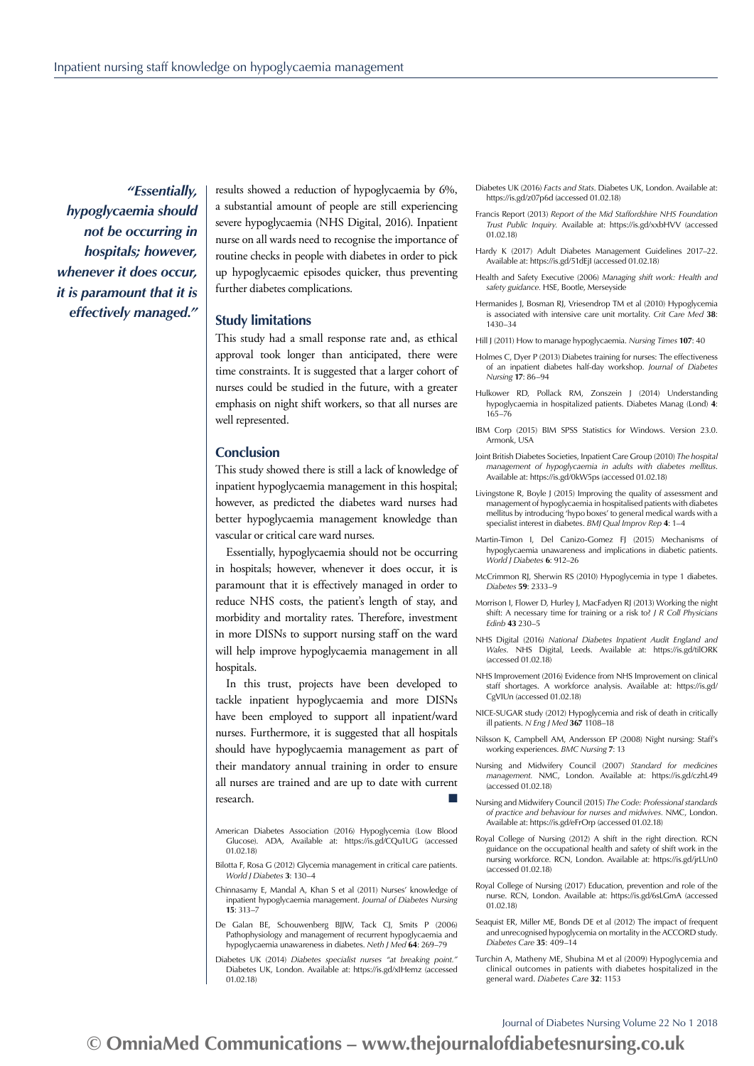*"Essentially, hypoglycaemia should not be occurring in hospitals; however, whenever it does occur, it is paramount that it is effectively managed."*

results showed a reduction of hypoglycaemia by 6%, a substantial amount of people are still experiencing severe hypoglycaemia (NHS Digital, 2016). Inpatient nurse on all wards need to recognise the importance of routine checks in people with diabetes in order to pick up hypoglycaemic episodes quicker, thus preventing further diabetes complications.

## Study limitations

This study had a small response rate and, as ethical approval took longer than anticipated, there were time constraints. It is suggested that a larger cohort of nurses could be studied in the future, with a greater emphasis on night shift workers, so that all nurses are well represented.

## Conclusion

This study showed there is still a lack of knowledge of inpatient hypoglycaemia management in this hospital; however, as predicted the diabetes ward nurses had better hypoglycaemia management knowledge than vascular or critical care ward nurses.

Essentially, hypoglycaemia should not be occurring in hospitals; however, whenever it does occur, it is paramount that it is effectively managed in order to reduce NHS costs, the patient's length of stay, and morbidity and mortality rates. Therefore, investment in more DISNs to support nursing staff on the ward will help improve hypoglycaemia management in all hospitals.

In this trust, projects have been developed to tackle inpatient hypoglycaemia and more DISNs have been employed to support all inpatient/ward nurses. Furthermore, it is suggested that all hospitals should have hypoglycaemia management as part of their mandatory annual training in order to ensure all nurses are trained and are up to date with current research. ■

American Diabetes Association (2016) Hypoglycemia (Low Blood Glucose). ADA, Available at: https://is.gd/CQu1UG (accessed 01.02.18)

Bilotta F, Rosa G (2012) Glycemia management in critical care patients. *World J Diabetes* **3**: 130–4

Chinnasamy E, Mandal A, Khan S et al (2011) Nurses' knowledge of inpatient hypoglycaemia management. *Journal of Diabetes Nursing* **15**: 313–7

De Galan BE, Schouwenberg BJJW, Tack CJ, Smits P (2006) Pathophysiology and management of recurrent hypoglycaemia and hypoglycaemia unawareness in diabetes. *Neth J Med* **64**: 269–79

Diabetes UK (2014) *Diabetes specialist nurses "at breaking point."* Diabetes UK, London. Available at: https://is.gd/xlHemz (accessed 01.02.18)

Diabetes UK (2016) *Facts and Stats*. Diabetes UK, London. Available at: https://is.gd/z07p6d (accessed 01.02.18)

Francis Report (2013) *Report of the Mid Staffordshire NHS Foundation Trust Public Inquiry.* Available at: https://is.gd/xxbHVV (accessed 01.02.18)

Hardy K (2017) Adult Diabetes Management Guidelines 2017–22. Available at: https://is.gd/51dEjI (accessed 01.02.18)

Health and Safety Executive (2006) *Managing shift work: Health and safety guidance.* HSE, Bootle, Merseyside

Hermanides J, Bosman RJ, Vriesendrop TM et al (2010) Hypoglycemia is associated with intensive care unit mortality. *Crit Care Med* **38**: 1430–34

Hill J (2011) How to manage hypoglycaemia. *Nursing Times* **107**: 40

Holmes C, Dyer P (2013) Diabetes training for nurses: The effectiveness of an inpatient diabetes half-day workshop. *Journal of Diabetes Nursing* **17**: 86–94

Hulkower RD, Pollack RM, Zonszein J (2014) Understanding hypoglycaemia in hospitalized patients. Diabetes Manag (Lond) **4**: 165–76

IBM Corp (2015) BIM SPSS Statistics for Windows. Version 23.0. Armonk, USA

Joint British Diabetes Societies, Inpatient Care Group (2010) *The hospital management of hypoglycaemia in adults with diabetes mellitus.* Available at: https://is.gd/0kW5ps (accessed 01.02.18)

Livingstone R, Boyle J (2015) Improving the quality of assessment and management of hypoglycaemia in hospitalised patients with diabetes mellitus by introducing 'hypo boxes' to general medical wards with a specialist interest in diabetes. *BMJ Qual Improv Rep* **4**: 1–4

Martin-Timon I, Del Canizo-Gomez FJ (2015) Mechanisms of hypoglycaemia unawareness and implications in diabetic patients. *World J Diabetes* **6**: 912–26

McCrimmon RJ, Sherwin RS (2010) Hypoglycemia in type 1 diabetes. *Diabetes* **59**: 2333–9

Morrison I, Flower D, Hurley J, MacFadyen RJ (2013) Working the night shift: A necessary time for training or a risk to? *J R Coll Physicians Edinb* **43** 230–5

NHS Digital (2016) *National Diabetes Inpatient Audit England and Wales*. NHS Digital, Leeds. Available at: https://is.gd/tilORK (accessed 01.02.18)

NHS Improvement (2016) Evidence from NHS Improvement on clinical staff shortages. A workforce analysis. Available at: https://is.gd/CgVIUn (accessed 01.02.18)

NICE-SUGAR study (2012) Hypoglycemia and risk of death in critically ill patients. *N Eng J Med* **367** 1108–18

Nilsson K, Campbell AM, Andersson EP (2008) Night nursing: Staff's working experiences. *BMC Nursing* **7**: 13

Nursing and Midwifery Council (2007) *Standard for medicines management.* NMC, London. Available at: https://is.gd/czhL49 (accessed 01.02.18)

Nursing and Midwifery Council (2015) *The Code: Professional standards of practice and behaviour for nurses and midwives.* NMC, London. Available at: https://is.gd/eFrOrp (accessed 01.02.18)

Royal College of Nursing (2012) A shift in the right direction. RCN guidance on the occupational health and safety of shift work in the nursing workforce. RCN, London. Available at: https://is.gd/jrLUn0 (accessed 01.02.18)

Royal College of Nursing (2017) Education, prevention and role of the nurse. RCN, London. Available at: https://is.gd/6sLGmA (accessed 01.02.18)

Seaquist ER, Miller ME, Bonds DE et al (2012) The impact of frequent and unrecognised hypoglycemia on mortality in the ACCORD study. *Diabetes Care* **35**: 409–14

Turchin A, Matheny ME, Shubina M et al (2009) Hypoglycemia and clinical outcomes in patients with diabetes hospitalized in the general ward. *Diabetes Care* **32**: 1153